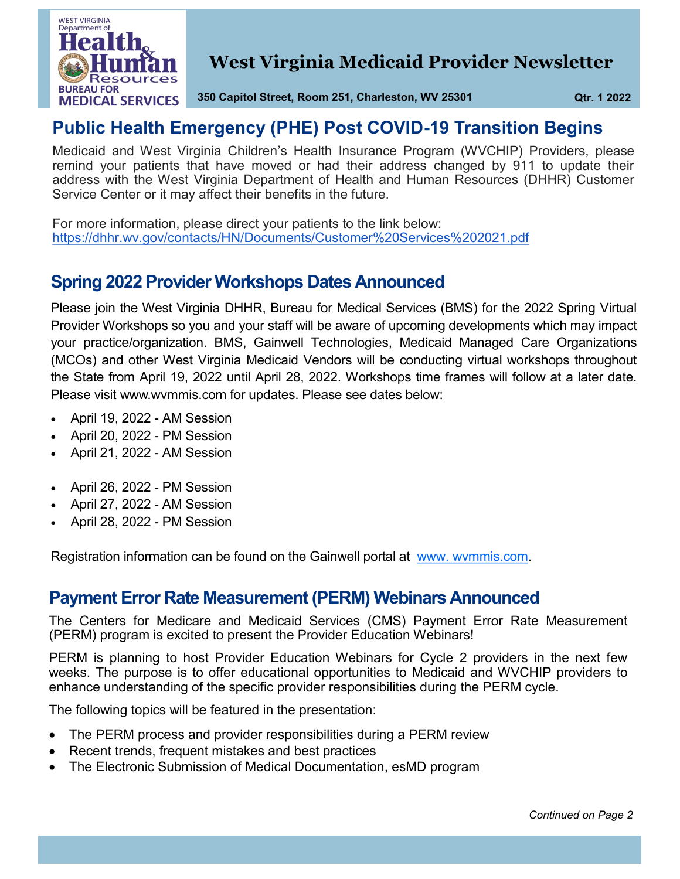WEST VIRGINIA Department of Health & Human Resources BUREAU FOR MEDICAL SERVICES

# West Virginia Medicaid Provider Newsletter

**350 Capitol Street, Room 251, Charleston, WV 25301** **Qtr. 1 2022**

## Public Health Emergency (PHE) Post COVID-19 Transition Begins

Medicaid and West Virginia Children's Health Insurance Program (WVCHIP) Providers, please remind your patients that have moved or had their address changed by 911 to update their address with the West Virginia Department of Health and Human Resources (DHHR) Customer Service Center or it may affect their benefits in the future.

For more information, please direct your patients to the link below:
https://dhhr.wv.gov/contacts/HN/Documents/Customer%20Services%202021.pdf

## Spring 2022 Provider Workshops Dates Announced

Please join the West Virginia DHHR, Bureau for Medical Services (BMS) for the 2022 Spring Virtual Provider Workshops so you and your staff will be aware of upcoming developments which may impact your practice/organization. BMS, Gainwell Technologies, Medicaid Managed Care Organizations (MCOs) and other West Virginia Medicaid Vendors will be conducting virtual workshops throughout the State from April 19, 2022 until April 28, 2022. Workshops time frames will follow at a later date. Please visit www.wvmmis.com for updates. Please see dates below:

- April 19, 2022 - AM Session
- April 20, 2022 - PM Session
- April 21, 2022 - AM Session

- April 26, 2022 - PM Session
- April 27, 2022 - AM Session
- April 28, 2022 - PM Session

Registration information can be found on the Gainwell portal at www. wvmmis.com.

## Payment Error Rate Measurement (PERM) Webinars Announced

The Centers for Medicare and Medicaid Services (CMS) Payment Error Rate Measurement (PERM) program is excited to present the Provider Education Webinars!

PERM is planning to host Provider Education Webinars for Cycle 2 providers in the next few weeks. The purpose is to offer educational opportunities to Medicaid and WVCHIP providers to enhance understanding of the specific provider responsibilities during the PERM cycle.

The following topics will be featured in the presentation:

- The PERM process and provider responsibilities during a PERM review
- Recent trends, frequent mistakes and best practices
- The Electronic Submission of Medical Documentation, esMD program

*Continued on Page 2*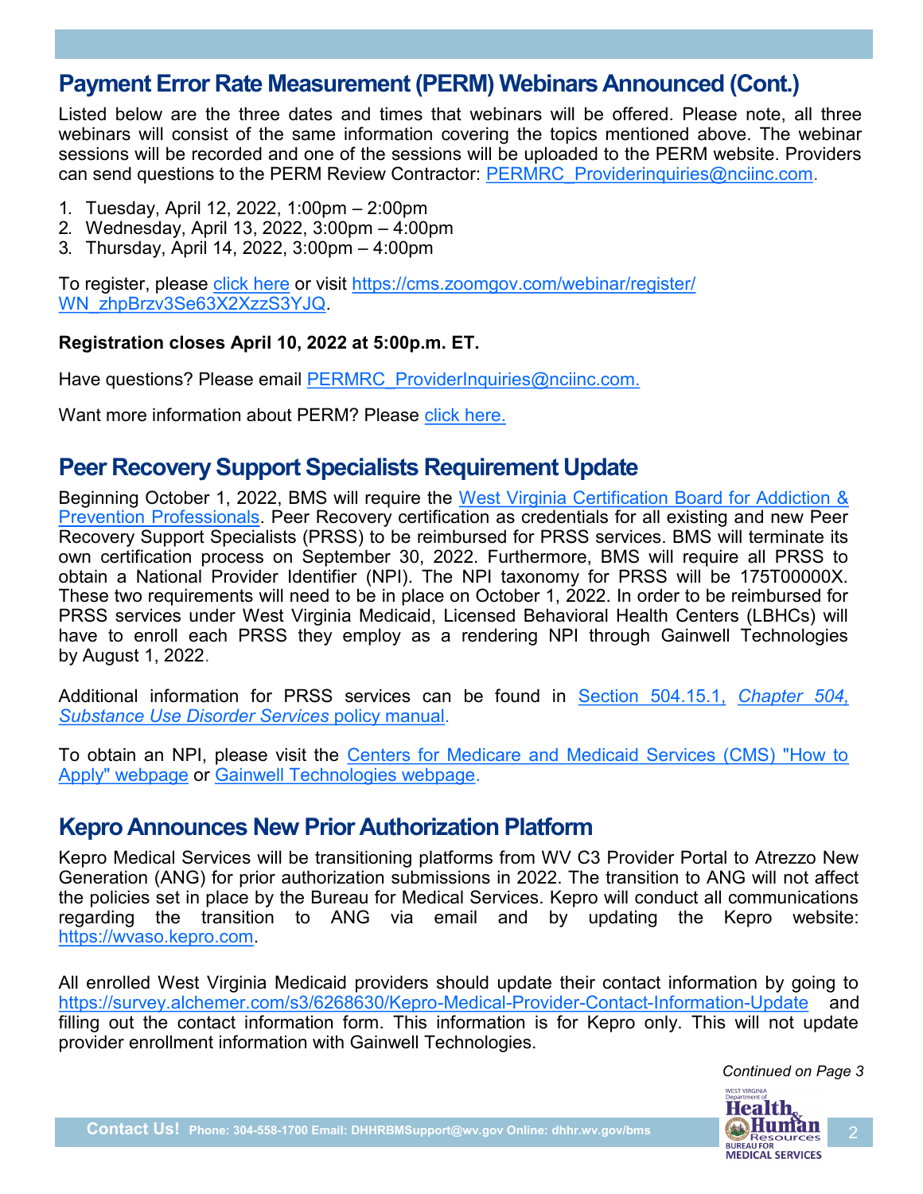## Payment Error Rate Measurement (PERM) Webinars Announced (Cont.)

Listed below are the three dates and times that webinars will be offered. Please note, all three webinars will consist of the same information covering the topics mentioned above. The webinar sessions will be recorded and one of the sessions will be uploaded to the PERM website. Providers can send questions to the PERM Review Contractor: PERMRC_Providerinquiries@nciinc.com.

1. Tuesday, April 12, 2022, 1:00pm – 2:00pm
2. Wednesday, April 13, 2022, 3:00pm – 4:00pm
3. Thursday, April 14, 2022, 3:00pm – 4:00pm

To register, please click here or visit https://cms.zoomgov.com/webinar/register/WN_zhpBrzv3Se63X2XzzS3YJQ.

**Registration closes April 10, 2022 at 5:00p.m. ET.**

Have questions? Please email PERMRC_ProviderInquiries@nciinc.com.

Want more information about PERM? Please click here.

## Peer Recovery Support Specialists Requirement Update

Beginning October 1, 2022, BMS will require the West Virginia Certification Board for Addiction & Prevention Professionals. Peer Recovery certification as credentials for all existing and new Peer Recovery Support Specialists (PRSS) to be reimbursed for PRSS services. BMS will terminate its own certification process on September 30, 2022. Furthermore, BMS will require all PRSS to obtain a National Provider Identifier (NPI). The NPI taxonomy for PRSS will be 175T00000X. These two requirements will need to be in place on October 1, 2022. In order to be reimbursed for PRSS services under West Virginia Medicaid, Licensed Behavioral Health Centers (LBHCs) will have to enroll each PRSS they employ as a rendering NPI through Gainwell Technologies by August 1, 2022.

Additional information for PRSS services can be found in Section 504.15.1, *Chapter 504, Substance Use Disorder Services* policy manual.

To obtain an NPI, please visit the Centers for Medicare and Medicaid Services (CMS) "How to Apply" webpage or Gainwell Technologies webpage.

## Kepro Announces New Prior Authorization Platform

Kepro Medical Services will be transitioning platforms from WV C3 Provider Portal to Atrezzo New Generation (ANG) for prior authorization submissions in 2022. The transition to ANG will not affect the policies set in place by the Bureau for Medical Services. Kepro will conduct all communications regarding the transition to ANG via email and by updating the Kepro website: https://wvaso.kepro.com.

All enrolled West Virginia Medicaid providers should update their contact information by going to https://survey.alchemer.com/s3/6268630/Kepro-Medical-Provider-Contact-Information-Update and filling out the contact information form. This information is for Kepro only. This will not update provider enrollment information with Gainwell Technologies.

*Continued on Page 3*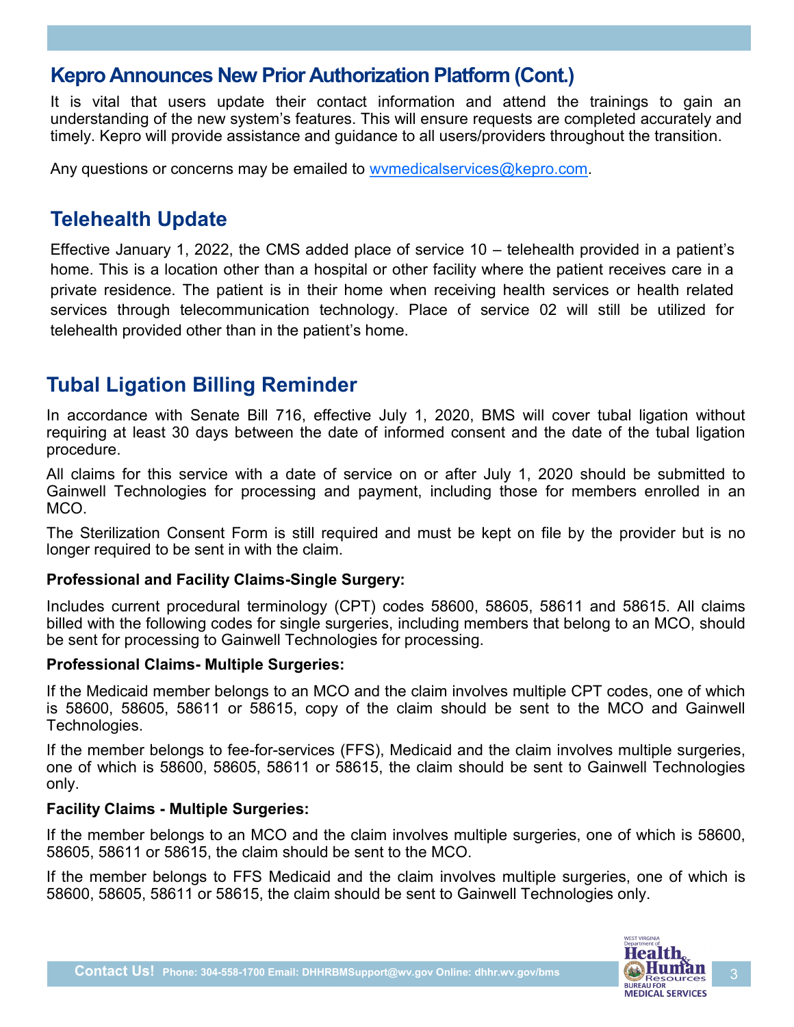## Kepro Announces New Prior Authorization Platform (Cont.)

It is vital that users update their contact information and attend the trainings to gain an understanding of the new system's features. This will ensure requests are completed accurately and timely. Kepro will provide assistance and guidance to all users/providers throughout the transition.

Any questions or concerns may be emailed to wvmedicalservices@kepro.com.

## Telehealth Update

Effective January 1, 2022, the CMS added place of service 10 – telehealth provided in a patient's home. This is a location other than a hospital or other facility where the patient receives care in a private residence. The patient is in their home when receiving health services or health related services through telecommunication technology. Place of service 02 will still be utilized for telehealth provided other than in the patient's home.

## Tubal Ligation Billing Reminder

In accordance with Senate Bill 716, effective July 1, 2020, BMS will cover tubal ligation without requiring at least 30 days between the date of informed consent and the date of the tubal ligation procedure.

All claims for this service with a date of service on or after July 1, 2020 should be submitted to Gainwell Technologies for processing and payment, including those for members enrolled in an MCO.

The Sterilization Consent Form is still required and must be kept on file by the provider but is no longer required to be sent in with the claim.

**Professional and Facility Claims-Single Surgery:**

Includes current procedural terminology (CPT) codes 58600, 58605, 58611 and 58615. All claims billed with the following codes for single surgeries, including members that belong to an MCO, should be sent for processing to Gainwell Technologies for processing.

**Professional Claims- Multiple Surgeries:**

If the Medicaid member belongs to an MCO and the claim involves multiple CPT codes, one of which is 58600, 58605, 58611 or 58615, copy of the claim should be sent to the MCO and Gainwell Technologies.

If the member belongs to fee-for-services (FFS), Medicaid and the claim involves multiple surgeries, one of which is 58600, 58605, 58611 or 58615, the claim should be sent to Gainwell Technologies only.

**Facility Claims - Multiple Surgeries:**

If the member belongs to an MCO and the claim involves multiple surgeries, one of which is 58600, 58605, 58611 or 58615, the claim should be sent to the MCO.

If the member belongs to FFS Medicaid and the claim involves multiple surgeries, one of which is 58600, 58605, 58611 or 58615, the claim should be sent to Gainwell Technologies only.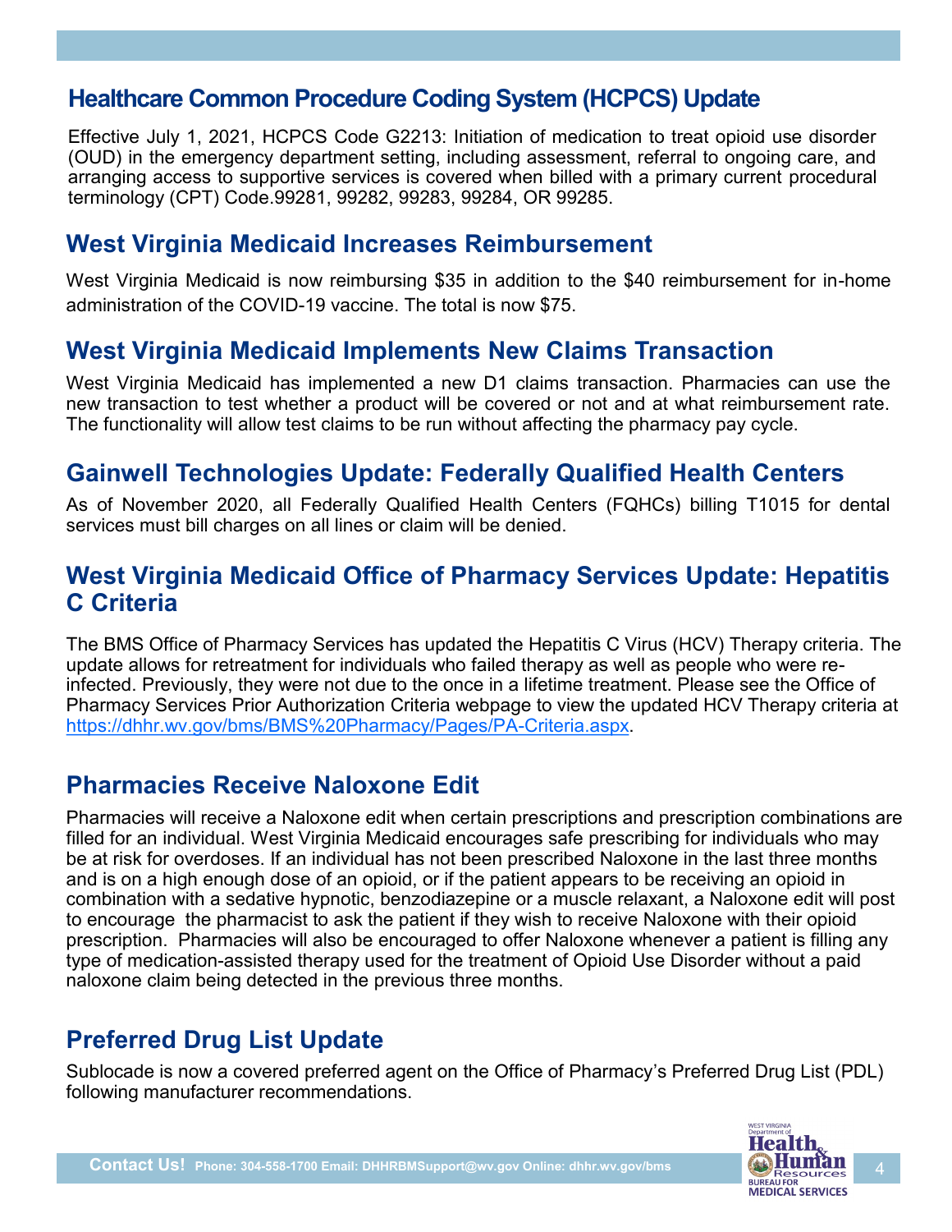## Healthcare Common Procedure Coding System (HCPCS) Update

Effective July 1, 2021, HCPCS Code G2213: Initiation of medication to treat opioid use disorder (OUD) in the emergency department setting, including assessment, referral to ongoing care, and arranging access to supportive services is covered when billed with a primary current procedural terminology (CPT) Code.99281, 99282, 99283, 99284, OR 99285.

## West Virginia Medicaid Increases Reimbursement

West Virginia Medicaid is now reimbursing $35 in addition to the $40 reimbursement for in-home administration of the COVID-19 vaccine. The total is now $75.

## West Virginia Medicaid Implements New Claims Transaction

West Virginia Medicaid has implemented a new D1 claims transaction. Pharmacies can use the new transaction to test whether a product will be covered or not and at what reimbursement rate. The functionality will allow test claims to be run without affecting the pharmacy pay cycle.

## Gainwell Technologies Update: Federally Qualified Health Centers

As of November 2020, all Federally Qualified Health Centers (FQHCs) billing T1015 for dental services must bill charges on all lines or claim will be denied.

## West Virginia Medicaid Office of Pharmacy Services Update: Hepatitis C Criteria

The BMS Office of Pharmacy Services has updated the Hepatitis C Virus (HCV) Therapy criteria. The update allows for retreatment for individuals who failed therapy as well as people who were re-infected. Previously, they were not due to the once in a lifetime treatment. Please see the Office of Pharmacy Services Prior Authorization Criteria webpage to view the updated HCV Therapy criteria at https://dhhr.wv.gov/bms/BMS%20Pharmacy/Pages/PA-Criteria.aspx.

## Pharmacies Receive Naloxone Edit

Pharmacies will receive a Naloxone edit when certain prescriptions and prescription combinations are filled for an individual. West Virginia Medicaid encourages safe prescribing for individuals who may be at risk for overdoses. If an individual has not been prescribed Naloxone in the last three months and is on a high enough dose of an opioid, or if the patient appears to be receiving an opioid in combination with a sedative hypnotic, benzodiazepine or a muscle relaxant, a Naloxone edit will post to encourage the pharmacist to ask the patient if they wish to receive Naloxone with their opioid prescription. Pharmacies will also be encouraged to offer Naloxone whenever a patient is filling any type of medication-assisted therapy used for the treatment of Opioid Use Disorder without a paid naloxone claim being detected in the previous three months.

## Preferred Drug List Update

Sublocade is now a covered preferred agent on the Office of Pharmacy's Preferred Drug List (PDL) following manufacturer recommendations.

**Contact Us!** Phone: 304-558-1700 Email: DHHRBMSupport@wv.gov Online: dhhr.wv.gov/bms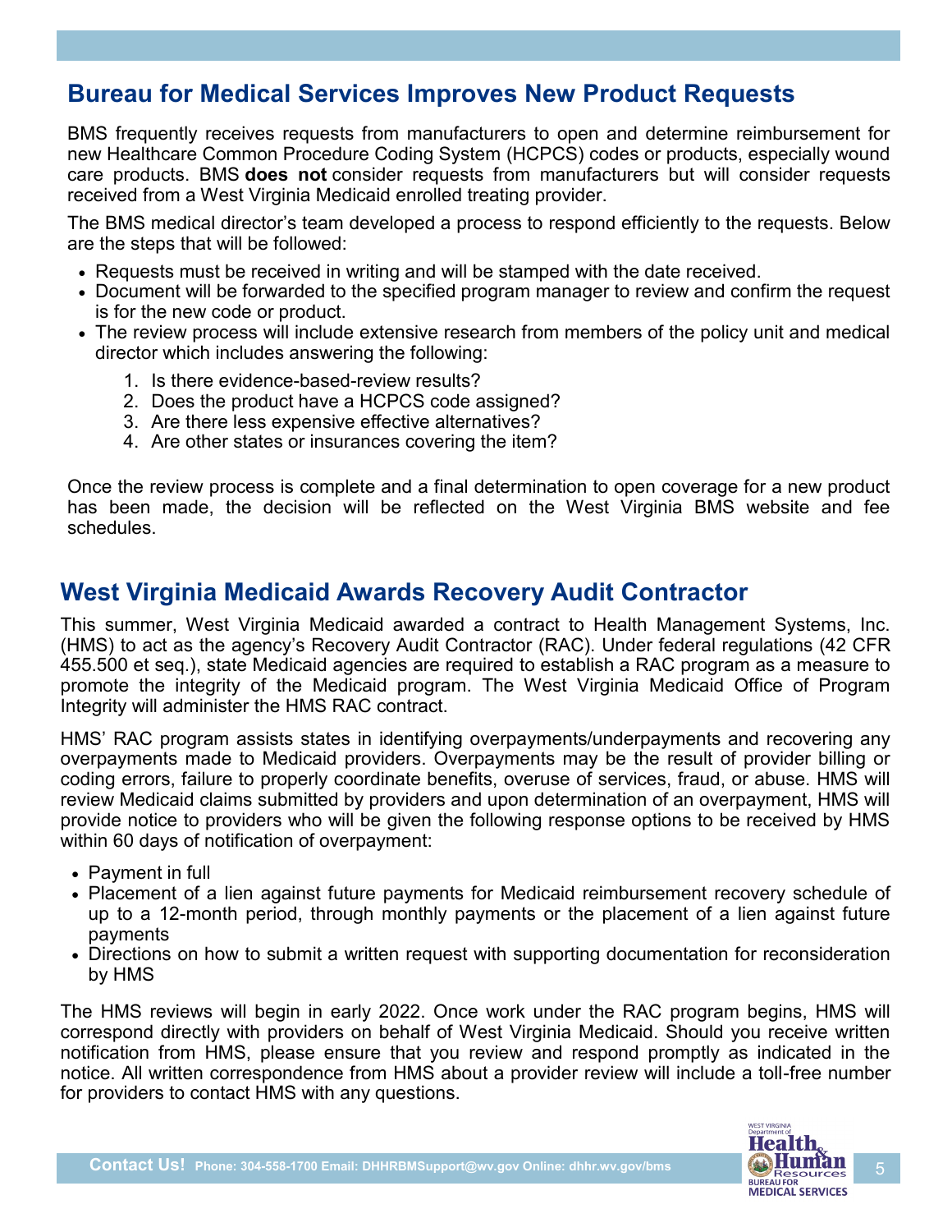## Bureau for Medical Services Improves New Product Requests

BMS frequently receives requests from manufacturers to open and determine reimbursement for new Healthcare Common Procedure Coding System (HCPCS) codes or products, especially wound care products. BMS **does not** consider requests from manufacturers but will consider requests received from a West Virginia Medicaid enrolled treating provider.

The BMS medical director's team developed a process to respond efficiently to the requests. Below are the steps that will be followed:

- Requests must be received in writing and will be stamped with the date received.
- Document will be forwarded to the specified program manager to review and confirm the request is for the new code or product.
- The review process will include extensive research from members of the policy unit and medical director which includes answering the following:
    1. Is there evidence-based-review results?
    2. Does the product have a HCPCS code assigned?
    3. Are there less expensive effective alternatives?
    4. Are other states or insurances covering the item?

Once the review process is complete and a final determination to open coverage for a new product has been made, the decision will be reflected on the West Virginia BMS website and fee schedules.

## West Virginia Medicaid Awards Recovery Audit Contractor

This summer, West Virginia Medicaid awarded a contract to Health Management Systems, Inc. (HMS) to act as the agency's Recovery Audit Contractor (RAC). Under federal regulations (42 CFR 455.500 et seq.), state Medicaid agencies are required to establish a RAC program as a measure to promote the integrity of the Medicaid program. The West Virginia Medicaid Office of Program Integrity will administer the HMS RAC contract.

HMS' RAC program assists states in identifying overpayments/underpayments and recovering any overpayments made to Medicaid providers. Overpayments may be the result of provider billing or coding errors, failure to properly coordinate benefits, overuse of services, fraud, or abuse. HMS will review Medicaid claims submitted by providers and upon determination of an overpayment, HMS will provide notice to providers who will be given the following response options to be received by HMS within 60 days of notification of overpayment:

- Payment in full
- Placement of a lien against future payments for Medicaid reimbursement recovery schedule of up to a 12-month period, through monthly payments or the placement of a lien against future payments
- Directions on how to submit a written request with supporting documentation for reconsideration by HMS

The HMS reviews will begin in early 2022. Once work under the RAC program begins, HMS will correspond directly with providers on behalf of West Virginia Medicaid. Should you receive written notification from HMS, please ensure that you review and respond promptly as indicated in the notice. All written correspondence from HMS about a provider review will include a toll-free number for providers to contact HMS with any questions.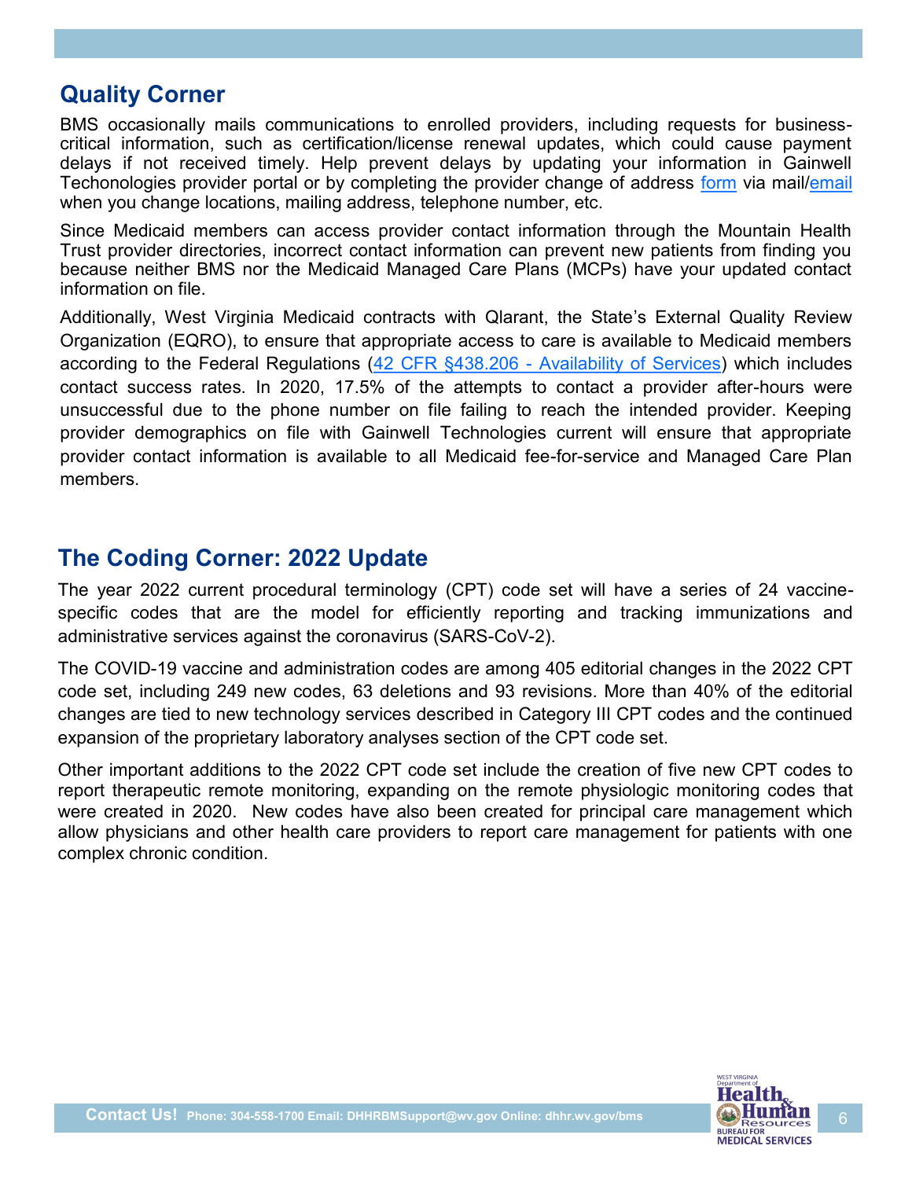## Quality Corner

BMS occasionally mails communications to enrolled providers, including requests for business-critical information, such as certification/license renewal updates, which could cause payment delays if not received timely. Help prevent delays by updating your information in Gainwell Techonologies provider portal or by completing the provider change of address form via mail/email when you change locations, mailing address, telephone number, etc.

Since Medicaid members can access provider contact information through the Mountain Health Trust provider directories, incorrect contact information can prevent new patients from finding you because neither BMS nor the Medicaid Managed Care Plans (MCPs) have your updated contact information on file.

Additionally, West Virginia Medicaid contracts with Qlarant, the State's External Quality Review Organization (EQRO), to ensure that appropriate access to care is available to Medicaid members according to the Federal Regulations (42 CFR §438.206 - Availability of Services) which includes contact success rates. In 2020, 17.5% of the attempts to contact a provider after-hours were unsuccessful due to the phone number on file failing to reach the intended provider. Keeping provider demographics on file with Gainwell Technologies current will ensure that appropriate provider contact information is available to all Medicaid fee-for-service and Managed Care Plan members.

## The Coding Corner: 2022 Update

The year 2022 current procedural terminology (CPT) code set will have a series of 24 vaccine-specific codes that are the model for efficiently reporting and tracking immunizations and administrative services against the coronavirus (SARS-CoV-2).

The COVID-19 vaccine and administration codes are among 405 editorial changes in the 2022 CPT code set, including 249 new codes, 63 deletions and 93 revisions. More than 40% of the editorial changes are tied to new technology services described in Category III CPT codes and the continued expansion of the proprietary laboratory analyses section of the CPT code set.

Other important additions to the 2022 CPT code set include the creation of five new CPT codes to report therapeutic remote monitoring, expanding on the remote physiologic monitoring codes that were created in 2020. New codes have also been created for principal care management which allow physicians and other health care providers to report care management for patients with one complex chronic condition.

**Contact Us!** Phone: 304-558-1700 Email: DHHRBMSupport@wv.gov Online: dhhr.wv.gov/bms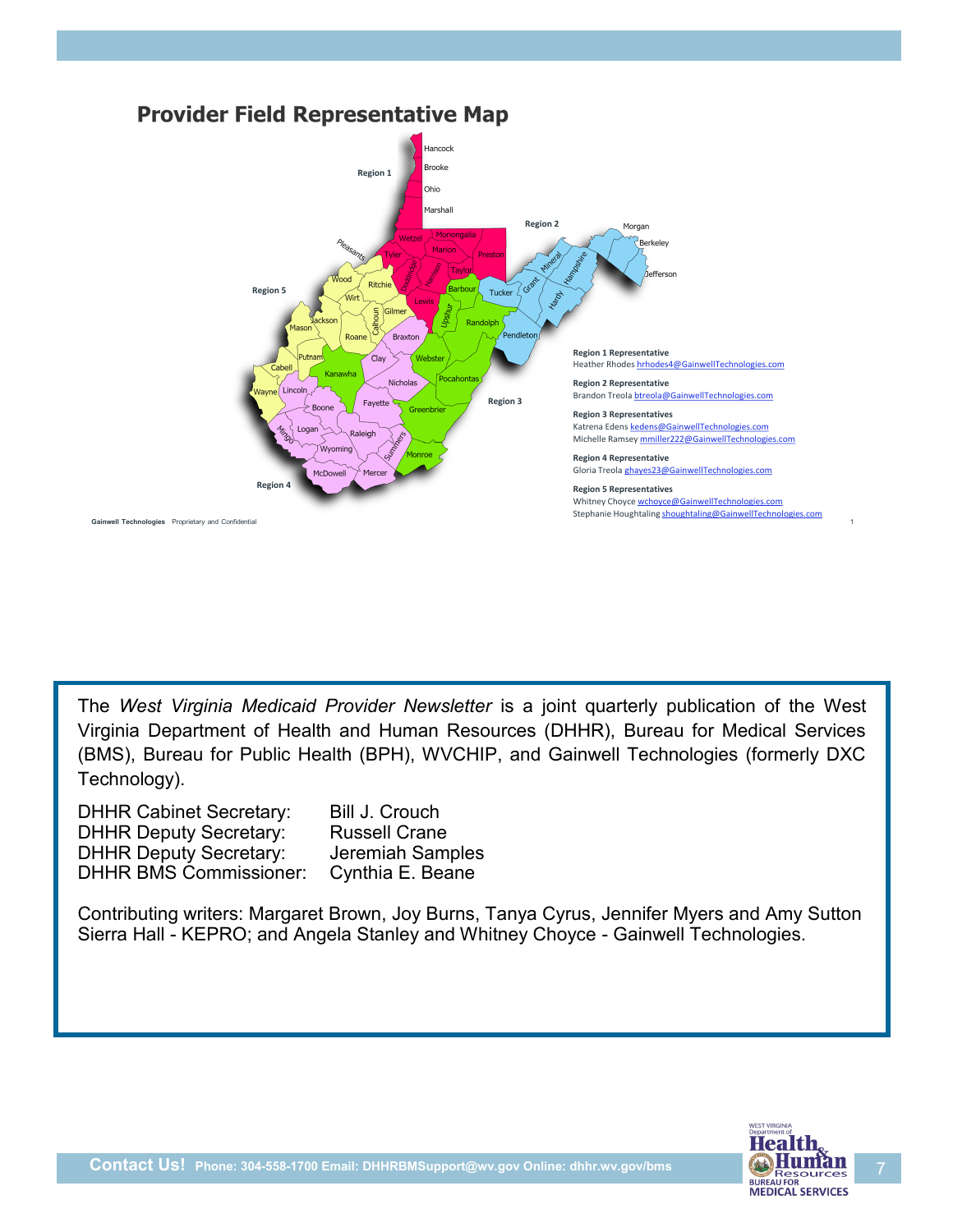## Provider Field Representative Map

**Region 1 Representative**
Heather Rhodes hrhodes4@GainwellTechnologies.com

**Region 2 Representative**
Brandon Treola btreola@GainwellTechnologies.com

**Region 3 Representatives**
Katrena Edens kedens@GainwellTechnologies.com
Michelle Ramsey mmiller222@GainwellTechnologies.com

**Region 4 Representative**
Gloria Treola ghayes23@GainwellTechnologies.com

**Region 5 Representatives**
Whitney Choyce wchoyce@GainwellTechnologies.com
Stephanie Houghtaling shoughtaling@GainwellTechnologies.com

The *West Virginia Medicaid Provider Newsletter* is a joint quarterly publication of the West Virginia Department of Health and Human Resources (DHHR), Bureau for Medical Services (BMS), Bureau for Public Health (BPH), WVCHIP, and Gainwell Technologies (formerly DXC Technology).

DHHR Cabinet Secretary: Bill J. Crouch
DHHR Deputy Secretary: Russell Crane
DHHR Deputy Secretary: Jeremiah Samples
DHHR BMS Commissioner: Cynthia E. Beane

Contributing writers: Margaret Brown, Joy Burns, Tanya Cyrus, Jennifer Myers and Amy Sutton Sierra Hall - KEPRO; and Angela Stanley and Whitney Choyce - Gainwell Technologies.

**Contact Us!** Phone: 304-558-1700 Email: DHHRBMSupport@wv.gov Online: dhhr.wv.gov/bms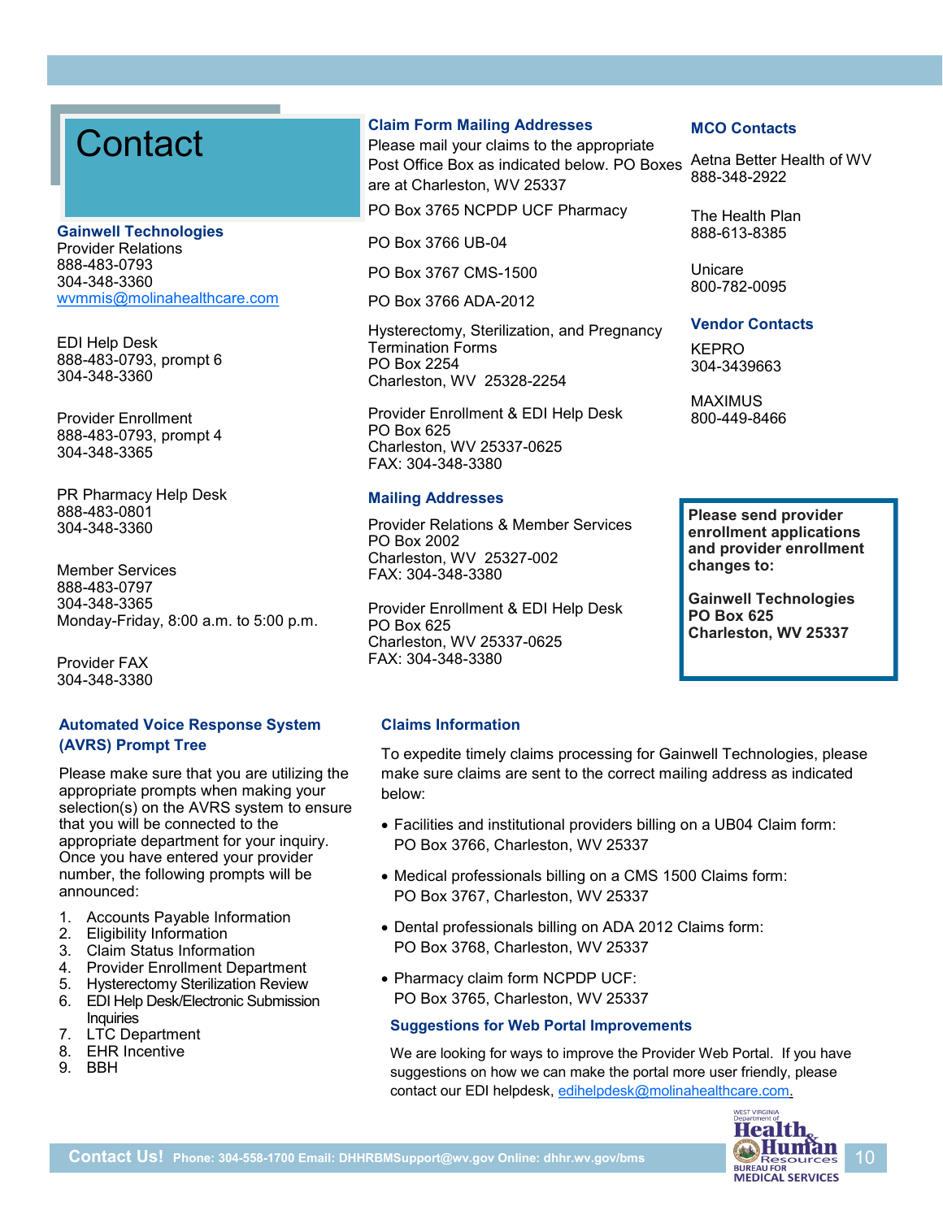# Contact

## Gainwell Technologies

Provider Relations
888-483-0793
304-348-3360
wvmmis@molinahealthcare.com

EDI Help Desk
888-483-0793, prompt 6
304-348-3360

Provider Enrollment
888-483-0793, prompt 4
304-348-3365

PR Pharmacy Help Desk
888-483-0801
304-348-3360

Member Services
888-483-0797
304-348-3365
Monday-Friday, 8:00 a.m. to 5:00 p.m.

Provider FAX
304-348-3380

## Claim Form Mailing Addresses

Please mail your claims to the appropriate Post Office Box as indicated below. PO Boxes are at Charleston, WV 25337

PO Box 3765 NCPDP UCF Pharmacy

PO Box 3766 UB-04

PO Box 3767 CMS-1500

PO Box 3766 ADA-2012

Hysterectomy, Sterilization, and Pregnancy Termination Forms
PO Box 2254
Charleston, WV 25328-2254

Provider Enrollment & EDI Help Desk
PO Box 625
Charleston, WV 25337-0625
FAX: 304-348-3380

## Mailing Addresses

Provider Relations & Member Services
PO Box 2002
Charleston, WV 25327-002
FAX: 304-348-3380

Provider Enrollment & EDI Help Desk
PO Box 625
Charleston, WV 25337-0625
FAX: 304-348-3380

## MCO Contacts

Aetna Better Health of WV
888-348-2922

The Health Plan
888-613-8385

Unicare
800-782-0095

## Vendor Contacts

KEPRO
304-3439663

MAXIMUS
800-449-8466

**Please send provider enrollment applications and provider enrollment changes to:**

**Gainwell Technologies**
**PO Box 625**
**Charleston, WV 25337**

## Automated Voice Response System (AVRS) Prompt Tree

Please make sure that you are utilizing the appropriate prompts when making your selection(s) on the AVRS system to ensure that you will be connected to the appropriate department for your inquiry. Once you have entered your provider number, the following prompts will be announced:

1. Accounts Payable Information
2. Eligibility Information
3. Claim Status Information
4. Provider Enrollment Department
5. Hysterectomy Sterilization Review
6. EDI Help Desk/Electronic Submission Inquiries
7. LTC Department
8. EHR Incentive
9. BBH

## Claims Information

To expedite timely claims processing for Gainwell Technologies, please make sure claims are sent to the correct mailing address as indicated below:

- Facilities and institutional providers billing on a UB04 Claim form: PO Box 3766, Charleston, WV 25337
- Medical professionals billing on a CMS 1500 Claims form: PO Box 3767, Charleston, WV 25337
- Dental professionals billing on ADA 2012 Claims form: PO Box 3768, Charleston, WV 25337
- Pharmacy claim form NCPDP UCF: PO Box 3765, Charleston, WV 25337

## Suggestions for Web Portal Improvements

We are looking for ways to improve the Provider Web Portal. If you have suggestions on how we can make the portal more user friendly, please contact our EDI helpdesk, edihelpdesk@molinahealthcare.com.

**Contact Us!** Phone: 304-558-1700 Email: DHHRBMSupport@wv.gov Online: dhhr.wv.gov/bms

West Virginia Department of Health & Human Resources
Bureau for Medical Services